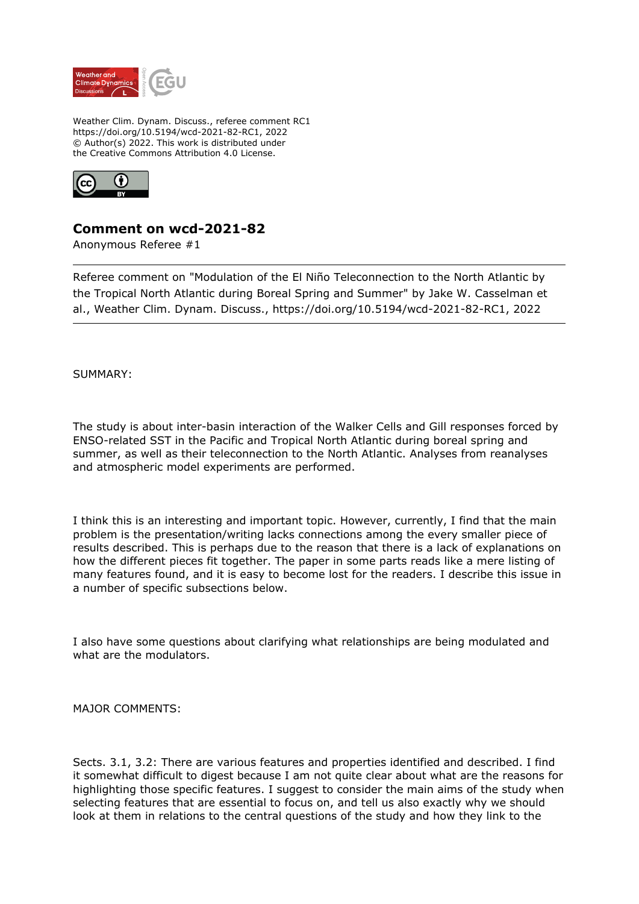Weather Clim. Dynam. Discuss., referee comment RC1
https://doi.org/10.5194/wcd-2021-82-RC1, 2022
© Author(s) 2022. This work is distributed under
the Creative Commons Attribution 4.0 License.

# Comment on wcd-2021-82

Anonymous Referee #1

---

Referee comment on "Modulation of the El Niño Teleconnection to the North Atlantic by the Tropical North Atlantic during Boreal Spring and Summer" by Jake W. Casselman et al., Weather Clim. Dynam. Discuss., https://doi.org/10.5194/wcd-2021-82-RC1, 2022

---

SUMMARY:

The study is about inter-basin interaction of the Walker Cells and Gill responses forced by ENSO-related SST in the Pacific and Tropical North Atlantic during boreal spring and summer, as well as their teleconnection to the North Atlantic. Analyses from reanalyses and atmospheric model experiments are performed.

I think this is an interesting and important topic. However, currently, I find that the main problem is the presentation/writing lacks connections among the every smaller piece of results described. This is perhaps due to the reason that there is a lack of explanations on how the different pieces fit together. The paper in some parts reads like a mere listing of many features found, and it is easy to become lost for the readers. I describe this issue in a number of specific subsections below.

I also have some questions about clarifying what relationships are being modulated and what are the modulators.

MAJOR COMMENTS:

Sects. 3.1, 3.2: There are various features and properties identified and described. I find it somewhat difficult to digest because I am not quite clear about what are the reasons for highlighting those specific features. I suggest to consider the main aims of the study when selecting features that are essential to focus on, and tell us also exactly why we should look at them in relations to the central questions of the study and how they link to the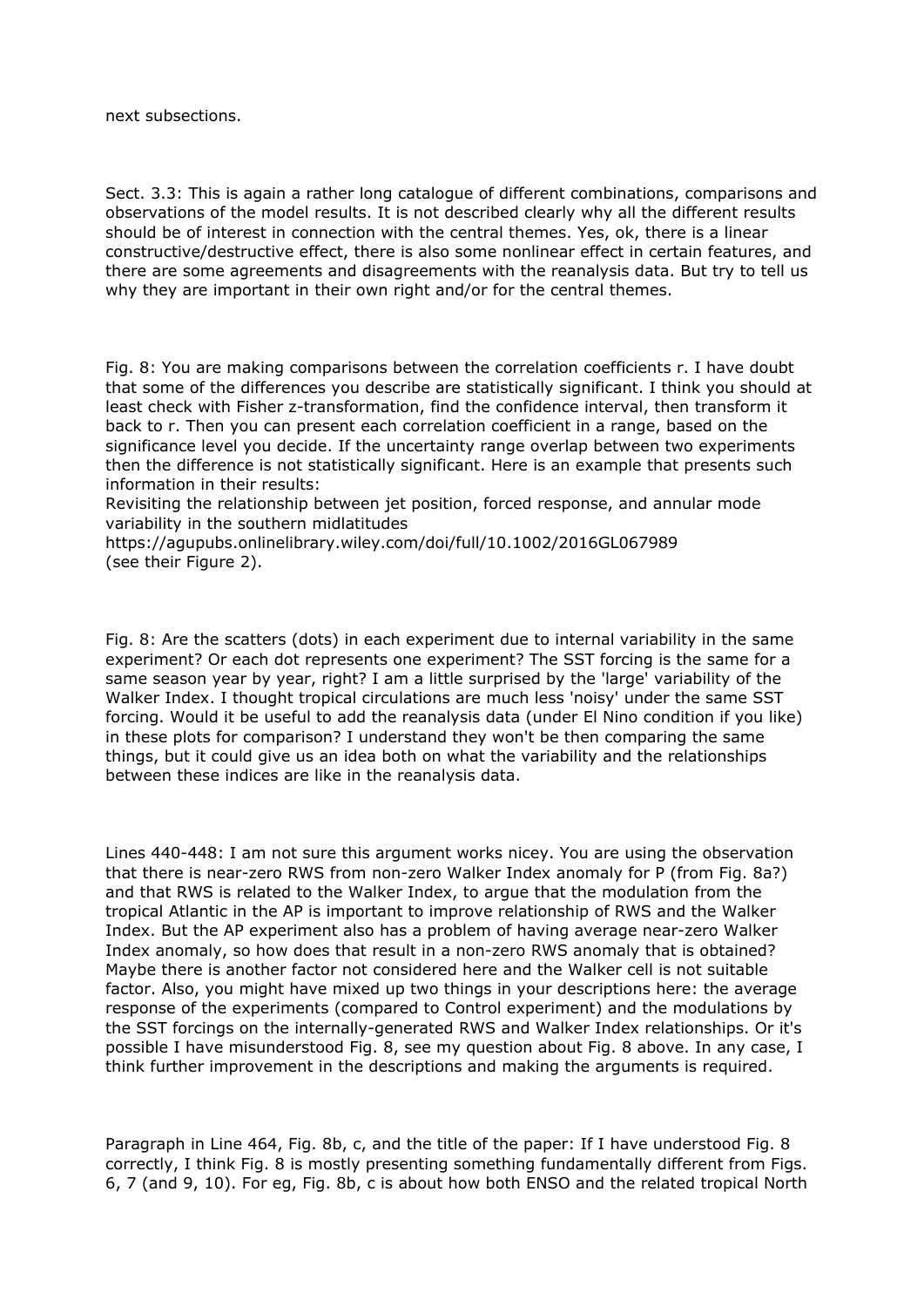next subsections.

Sect. 3.3: This is again a rather long catalogue of different combinations, comparisons and observations of the model results. It is not described clearly why all the different results should be of interest in connection with the central themes. Yes, ok, there is a linear constructive/destructive effect, there is also some nonlinear effect in certain features, and there are some agreements and disagreements with the reanalysis data. But try to tell us why they are important in their own right and/or for the central themes.

Fig. 8: You are making comparisons between the correlation coefficients r. I have doubt that some of the differences you describe are statistically significant. I think you should at least check with Fisher z-transformation, find the confidence interval, then transform it back to r. Then you can present each correlation coefficient in a range, based on the significance level you decide. If the uncertainty range overlap between two experiments then the difference is not statistically significant. Here is an example that presents such information in their results:
Revisiting the relationship between jet position, forced response, and annular mode variability in the southern midlatitudes
https://agupubs.onlinelibrary.wiley.com/doi/full/10.1002/2016GL067989
(see their Figure 2).

Fig. 8: Are the scatters (dots) in each experiment due to internal variability in the same experiment? Or each dot represents one experiment? The SST forcing is the same for a same season year by year, right? I am a little surprised by the 'large' variability of the Walker Index. I thought tropical circulations are much less 'noisy' under the same SST forcing. Would it be useful to add the reanalysis data (under El Nino condition if you like) in these plots for comparison? I understand they won't be then comparing the same things, but it could give us an idea both on what the variability and the relationships between these indices are like in the reanalysis data.

Lines 440-448: I am not sure this argument works nicey. You are using the observation that there is near-zero RWS from non-zero Walker Index anomaly for P (from Fig. 8a?) and that RWS is related to the Walker Index, to argue that the modulation from the tropical Atlantic in the AP is important to improve relationship of RWS and the Walker Index. But the AP experiment also has a problem of having average near-zero Walker Index anomaly, so how does that result in a non-zero RWS anomaly that is obtained? Maybe there is another factor not considered here and the Walker cell is not suitable factor. Also, you might have mixed up two things in your descriptions here: the average response of the experiments (compared to Control experiment) and the modulations by the SST forcings on the internally-generated RWS and Walker Index relationships. Or it's possible I have misunderstood Fig. 8, see my question about Fig. 8 above. In any case, I think further improvement in the descriptions and making the arguments is required.

Paragraph in Line 464, Fig. 8b, c, and the title of the paper: If I have understood Fig. 8 correctly, I think Fig. 8 is mostly presenting something fundamentally different from Figs. 6, 7 (and 9, 10). For eg, Fig. 8b, c is about how both ENSO and the related tropical North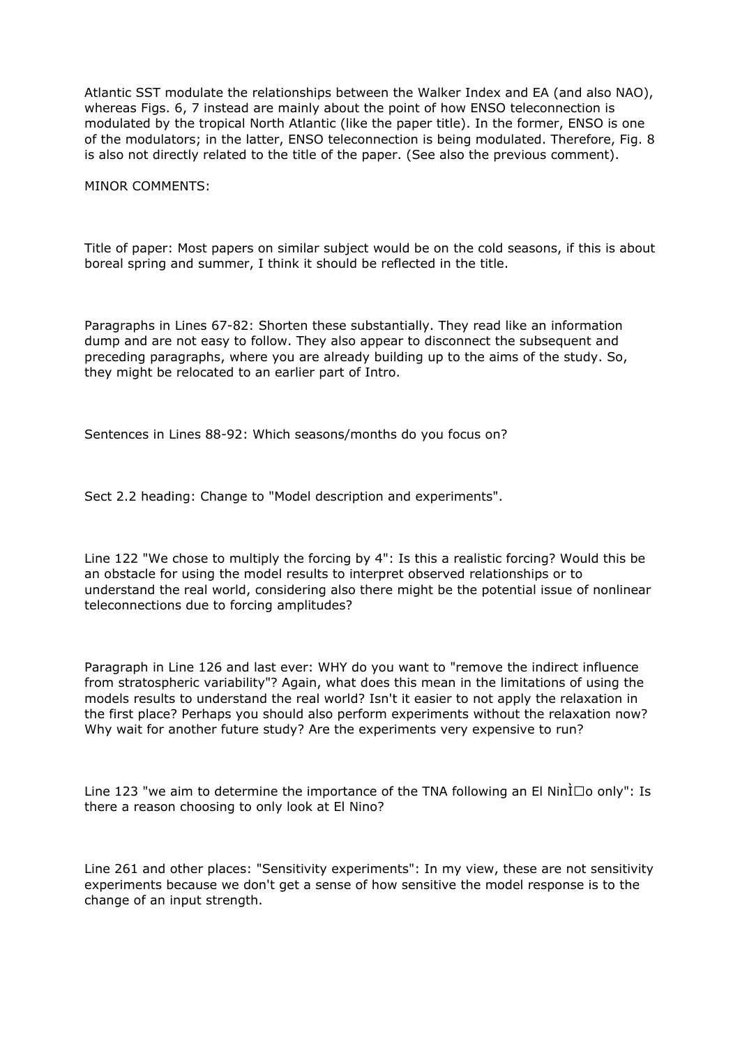Atlantic SST modulate the relationships between the Walker Index and EA (and also NAO), whereas Figs. 6, 7 instead are mainly about the point of how ENSO teleconnection is modulated by the tropical North Atlantic (like the paper title). In the former, ENSO is one of the modulators; in the latter, ENSO teleconnection is being modulated. Therefore, Fig. 8 is also not directly related to the title of the paper. (See also the previous comment).

MINOR COMMENTS:

Title of paper: Most papers on similar subject would be on the cold seasons, if this is about boreal spring and summer, I think it should be reflected in the title.

Paragraphs in Lines 67-82: Shorten these substantially. They read like an information dump and are not easy to follow. They also appear to disconnect the subsequent and preceding paragraphs, where you are already building up to the aims of the study. So, they might be relocated to an earlier part of Intro.

Sentences in Lines 88-92: Which seasons/months do you focus on?

Sect 2.2 heading: Change to "Model description and experiments".

Line 122 "We chose to multiply the forcing by 4": Is this a realistic forcing? Would this be an obstacle for using the model results to interpret observed relationships or to understand the real world, considering also there might be the potential issue of nonlinear teleconnections due to forcing amplitudes?

Paragraph in Line 126 and last ever: WHY do you want to "remove the indirect influence from stratospheric variability"? Again, what does this mean in the limitations of using the models results to understand the real world? Isn't it easier to not apply the relaxation in the first place? Perhaps you should also perform experiments without the relaxation now? Why wait for another future study? Are the experiments very expensive to run?

Line 123 "we aim to determine the importance of the TNA following an El NinÌ□o only": Is there a reason choosing to only look at El Nino?

Line 261 and other places: "Sensitivity experiments": In my view, these are not sensitivity experiments because we don't get a sense of how sensitive the model response is to the change of an input strength.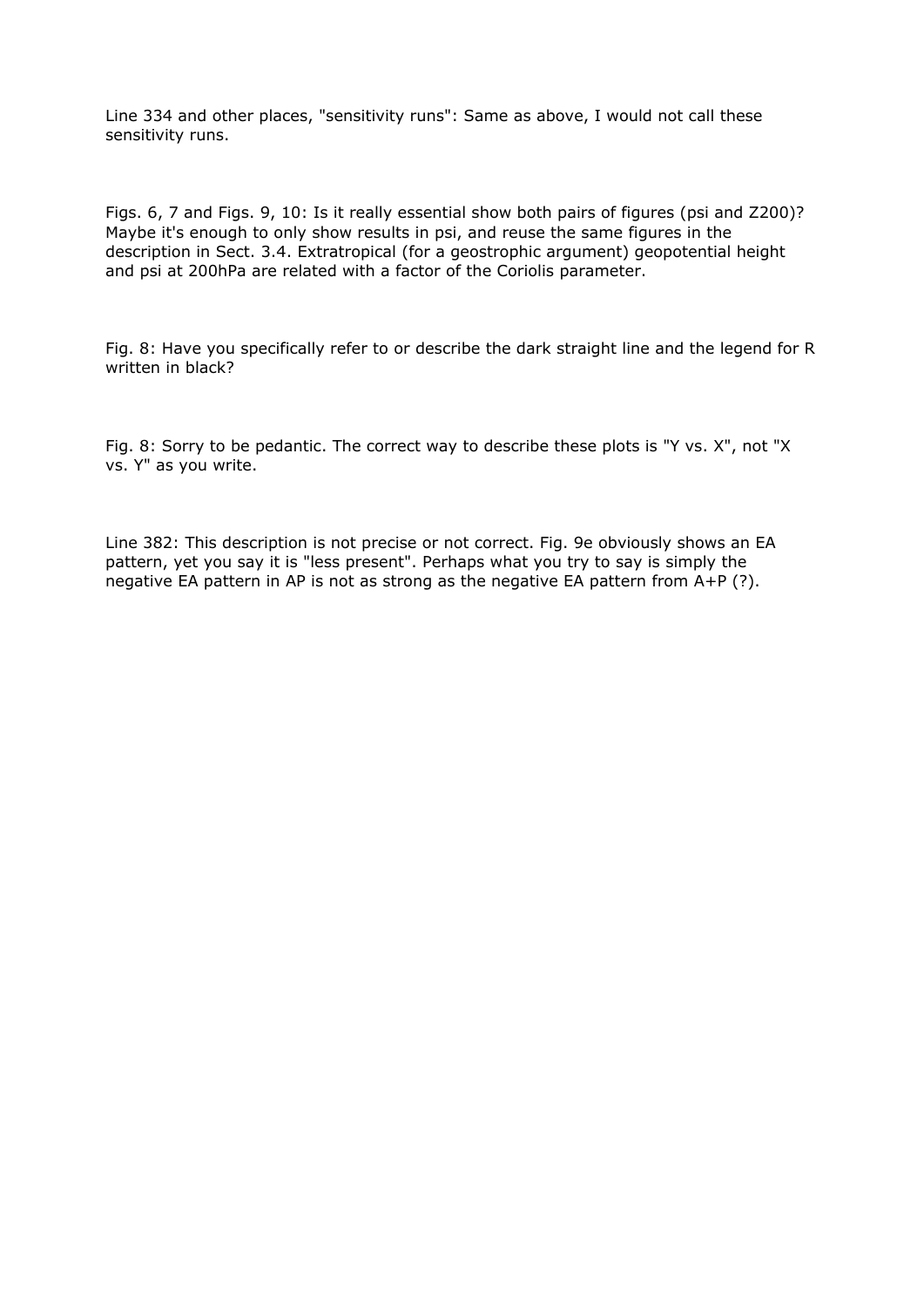Line 334 and other places, "sensitivity runs": Same as above, I would not call these sensitivity runs.

Figs. 6, 7 and Figs. 9, 10: Is it really essential show both pairs of figures (psi and Z200)? Maybe it's enough to only show results in psi, and reuse the same figures in the description in Sect. 3.4. Extratropical (for a geostrophic argument) geopotential height and psi at 200hPa are related with a factor of the Coriolis parameter.

Fig. 8: Have you specifically refer to or describe the dark straight line and the legend for R written in black?

Fig. 8: Sorry to be pedantic. The correct way to describe these plots is "Y vs. X", not "X vs. Y" as you write.

Line 382: This description is not precise or not correct. Fig. 9e obviously shows an EA pattern, yet you say it is "less present". Perhaps what you try to say is simply the negative EA pattern in AP is not as strong as the negative EA pattern from A+P (?).